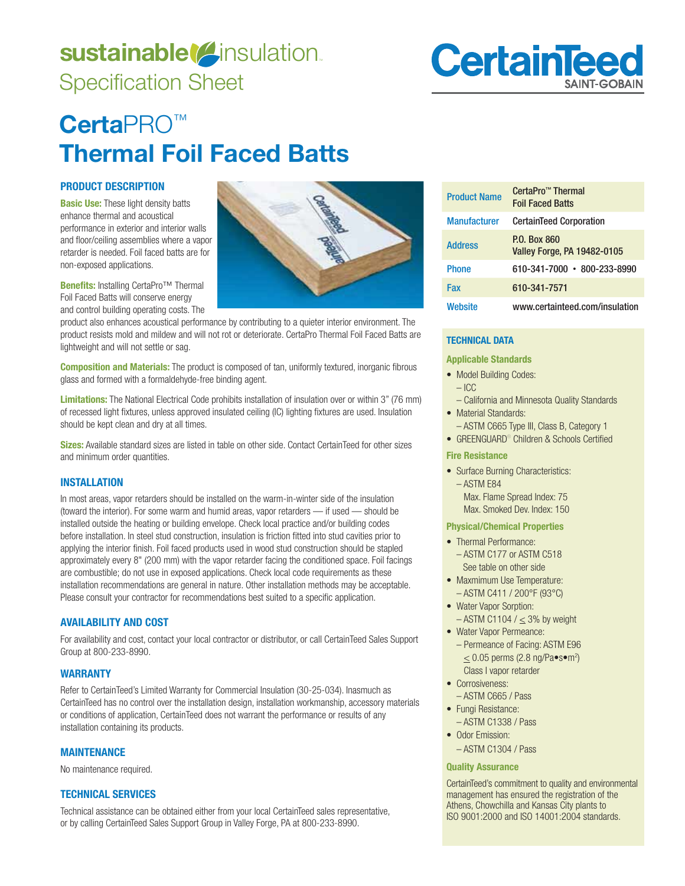# sustainable insulation™
## Specification Sheet

CertainTeed
SAINT-GOBAIN

# CertaPRO™ Thermal Foil Faced Batts

## PRODUCT DESCRIPTION

**Basic Use:** These light density batts enhance thermal and acoustical performance in exterior and interior walls and floor/ceiling assemblies where a vapor retarder is needed. Foil faced batts are for non-exposed applications.

**Benefits:** Installing CertaPro™ Thermal Foil Faced Batts will conserve energy and control building operating costs. The product also enhances acoustical performance by contributing to a quieter interior environment. The product resists mold and mildew and will not rot or deteriorate. CertaPro Thermal Foil Faced Batts are lightweight and will not settle or sag.

**Composition and Materials:** The product is composed of tan, uniformly textured, inorganic fibrous glass and formed with a formaldehyde-free binding agent.

**Limitations:** The National Electrical Code prohibits installation of insulation over or within 3" (76 mm) of recessed light fixtures, unless approved insulated ceiling (IC) lighting fixtures are used. Insulation should be kept clean and dry at all times.

**Sizes:** Available standard sizes are listed in table on other side. Contact CertainTeed for other sizes and minimum order quantities.

## INSTALLATION

In most areas, vapor retarders should be installed on the warm-in-winter side of the insulation (toward the interior). For some warm and humid areas, vapor retarders — if used — should be installed outside the heating or building envelope. Check local practice and/or building codes before installation. In steel stud construction, insulation is friction fitted into stud cavities prior to applying the interior finish. Foil faced products used in wood stud construction should be stapled approximately every 8" (200 mm) with the vapor retarder facing the conditioned space. Foil facings are combustible; do not use in exposed applications. Check local code requirements as these installation recommendations are general in nature. Other installation methods may be acceptable. Please consult your contractor for recommendations best suited to a specific application.

## AVAILABILITY AND COST

For availability and cost, contact your local contractor or distributor, or call CertainTeed Sales Support Group at 800-233-8990.

## WARRANTY

Refer to CertainTeed's Limited Warranty for Commercial Insulation (30-25-034). Inasmuch as CertainTeed has no control over the installation design, installation workmanship, accessory materials or conditions of application, CertainTeed does not warrant the performance or results of any installation containing its products.

## MAINTENANCE

No maintenance required.

## TECHNICAL SERVICES

Technical assistance can be obtained either from your local CertainTeed sales representative, or by calling CertainTeed Sales Support Group in Valley Forge, PA at 800-233-8990.

| | |
|---|---|
| Product Name | CertaPro™ Thermal Foil Faced Batts |
| Manufacturer | CertainTeed Corporation |
| Address | P.O. Box 860<br>Valley Forge, PA 19482-0105 |
| Phone | 610-341-7000 • 800-233-8990 |
| Fax | 610-341-7571 |
| Website | www.certainteed.com/insulation |

## TECHNICAL DATA

### Applicable Standards

- Model Building Codes:
  - ICC
  - California and Minnesota Quality Standards
- Material Standards:
  - ASTM C665 Type III, Class B, Category 1
- GREENGUARD® Children & Schools Certified

### Fire Resistance

- Surface Burning Characteristics:
  - ASTM E84
    Max. Flame Spread Index: 75
    Max. Smoked Dev. Index: 150

### Physical/Chemical Properties

- Thermal Performance:
  - ASTM C177 or ASTM C518
    See table on other side
- Maxmimum Use Temperature:
  - ASTM C411 / 200°F (93°C)
- Water Vapor Sorption:
  - ASTM C1104 / ≤ 3% by weight
- Water Vapor Permeance:
  - Permeance of Facing: ASTM E96
    ≤ 0.05 perms (2.8 ng/Pa•s•$m^2$)
    Class I vapor retarder
- Corrosiveness:
  - ASTM C665 / Pass
- Fungi Resistance:
  - ASTM C1338 / Pass
- Odor Emission:
  - ASTM C1304 / Pass

### Quality Assurance

CertainTeed's commitment to quality and environmental management has ensured the registration of the Athens, Chowchilla and Kansas City plants to ISO 9001:2000 and ISO 14001:2004 standards.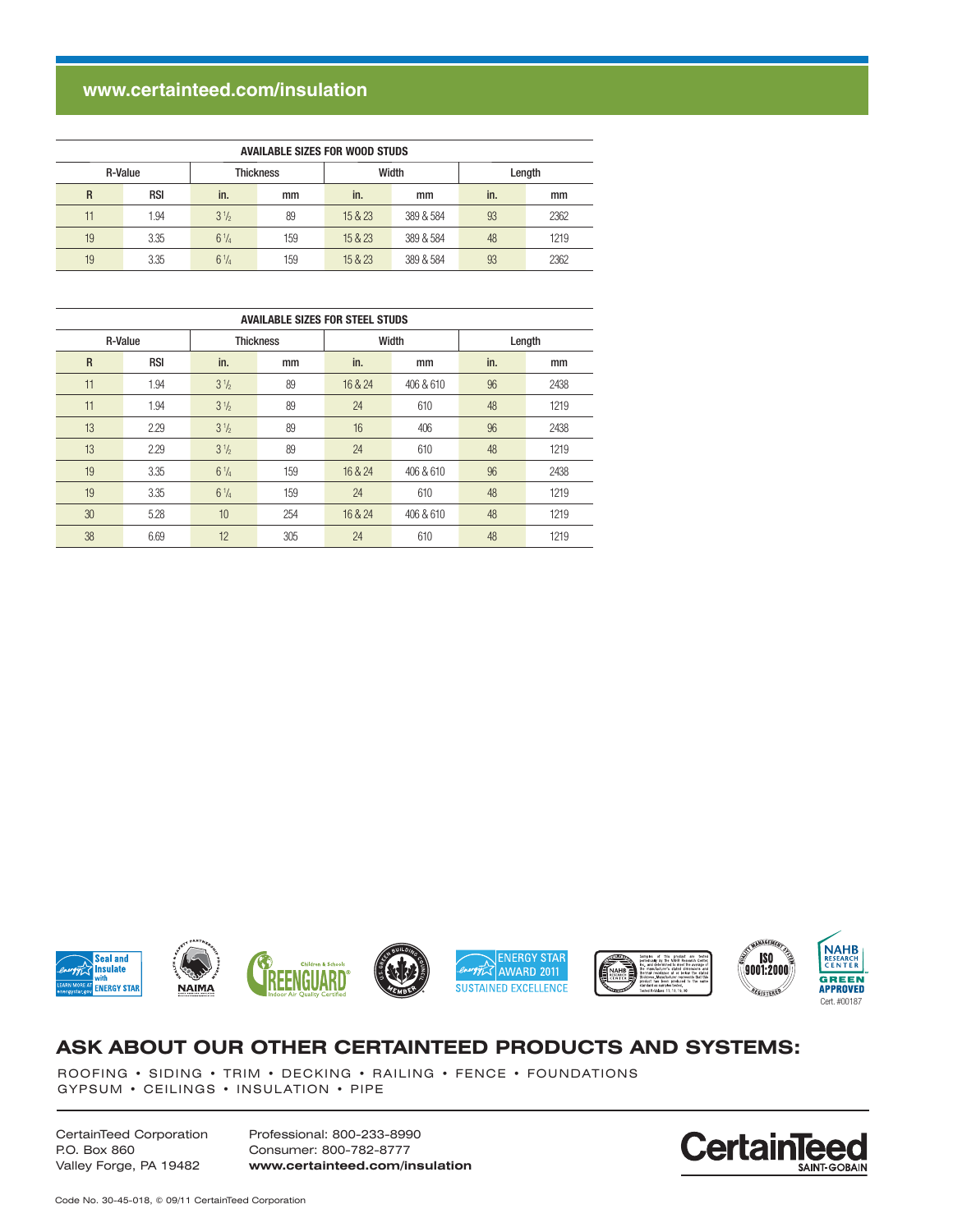www.certainteed.com/insulation

| AVAILABLE SIZES FOR WOOD STUDS | | | | | | | |
|---|---|---|---|---|---|---|---|
| R-Value | | Thickness | | Width | | Length | |
| R | RSI | in. | mm | in. | mm | in. | mm |
| 11 | 1.94 | 3 ½ | 89 | 15 & 23 | 389 & 584 | 93 | 2362 |
| 19 | 3.35 | 6 ¼ | 159 | 15 & 23 | 389 & 584 | 48 | 1219 |
| 19 | 3.35 | 6 ¼ | 159 | 15 & 23 | 389 & 584 | 93 | 2362 |

| AVAILABLE SIZES FOR STEEL STUDS | | | | | | | |
|---|---|---|---|---|---|---|---|
| R-Value | | Thickness | | Width | | Length | |
| R | RSI | in. | mm | in. | mm | in. | mm |
| 11 | 1.94 | 3 ½ | 89 | 16 & 24 | 406 & 610 | 96 | 2438 |
| 11 | 1.94 | 3 ½ | 89 | 24 | 610 | 48 | 1219 |
| 13 | 2.29 | 3 ½ | 89 | 16 | 406 | 96 | 2438 |
| 13 | 2.29 | 3 ½ | 89 | 24 | 610 | 48 | 1219 |
| 19 | 3.35 | 6 ¼ | 159 | 16 & 24 | 406 & 610 | 96 | 2438 |
| 19 | 3.35 | 6 ¼ | 159 | 24 | 610 | 48 | 1219 |
| 30 | 5.28 | 10 | 254 | 16 & 24 | 406 & 610 | 48 | 1219 |
| 38 | 6.69 | 12 | 305 | 24 | 610 | 48 | 1219 |

Seal and Insulate with ENERGY STAR

NAIMA

GREENGUARD Children & Schools Indoor Air Quality Certified

ENERGY STAR AWARD 2011 SUSTAINED EXCELLENCE

ISO 9001:2000

NAHB Research Center GREEN APPROVED Cert. #00187

## ASK ABOUT OUR OTHER CERTAINTEED PRODUCTS AND SYSTEMS:

ROOFING • SIDING • TRIM • DECKING • RAILING • FENCE • FOUNDATIONS
GYPSUM • CEILINGS • INSULATION • PIPE

CertainTeed Corporation
P.O. Box 860
Valley Forge, PA 19482

Professional: 800-233-8990
Consumer: 800-782-8777
**www.certainteed.com/insulation**

CertainTeed SAINT-GOBAIN

Code No. 30-45-018, © 09/11 CertainTeed Corporation